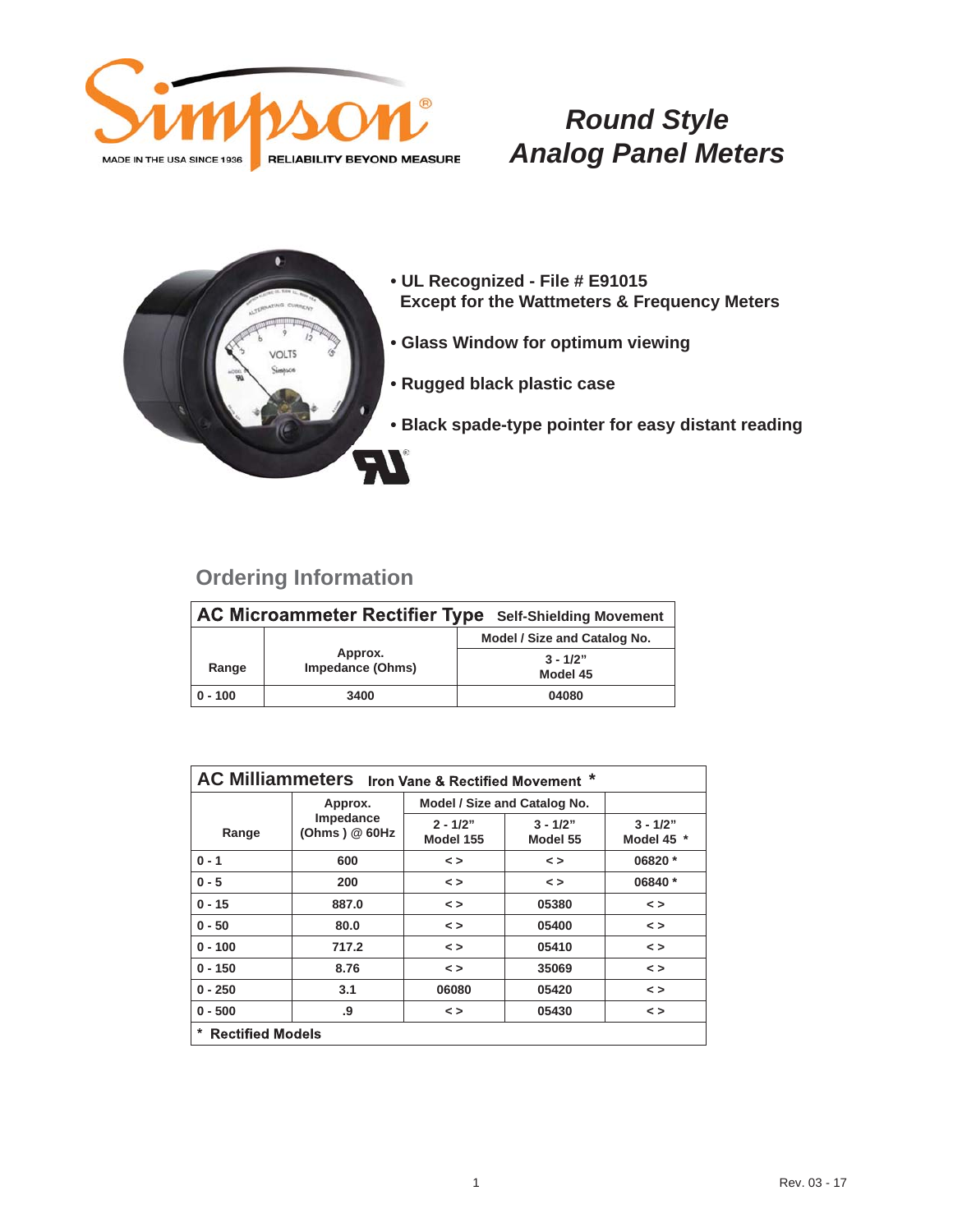Simpson®

MADE IN THE USA SINCE 1936 | RELIABILITY BEYOND MEASURE

# *Round Style Analog Panel Meters*

- **UL Recognized - File # E91015 Except for the Wattmeters & Frequency Meters**
- **Glass Window for optimum viewing**
- **Rugged black plastic case**
- **Black spade-type pointer for easy distant reading**

## Ordering Information

| **AC Microammeter Rectifier Type** Self-Shielding Movement | | |
|---|---|---|
| | | Model / Size and Catalog No. |
| Range | Approx. Impedance (Ohms) | 3 - 1/2" Model 45 |
| 0 - 100 | 3400 | 04080 |

| **AC Milliammeters** Iron Vane & Rectified Movement * | | | | |
|---|---|---|---|---|
| | Approx. | Model / Size and Catalog No. | | |
| Range | Impedance (Ohms ) @ 60Hz | 2 - 1/2" Model 155 | 3 - 1/2" Model 55 | 3 - 1/2" Model 45 * |
| 0 - 1 | 600 | < > | < > | 06820 * |
| 0 - 5 | 200 | < > | < > | 06840 * |
| 0 - 15 | 887.0 | < > | 05380 | < > |
| 0 - 50 | 80.0 | < > | 05400 | < > |
| 0 - 100 | 717.2 | < > | 05410 | < > |
| 0 - 150 | 8.76 | < > | 35069 | < > |
| 0 - 250 | 3.1 | 06080 | 05420 | < > |
| 0 - 500 | .9 | < > | 05430 | < > |
| * Rectified Models | | | | |

Rev. 03 - 17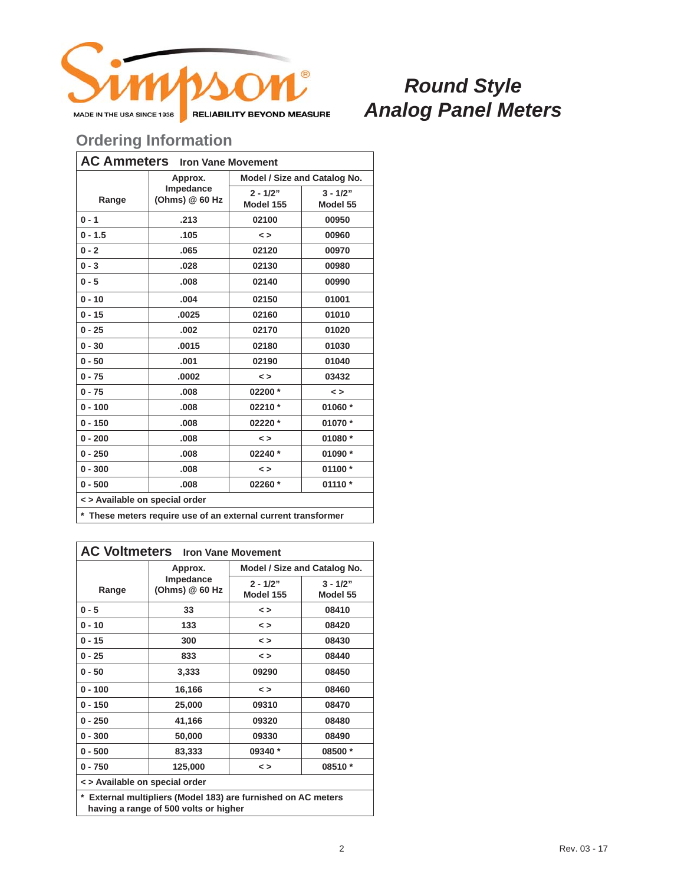Simpson®

MADE IN THE USA SINCE 1936 RELIABILITY BEYOND MEASURE

# *Round Style Analog Panel Meters*

## Ordering Information

### AC Ammeters — Iron Vane Movement

| Range | Approx. Impedance (Ohms) @ 60 Hz | Model / Size and Catalog No. | |
|---|---|---|---|
| | | 2 - 1/2" Model 155 | 3 - 1/2" Model 55 |
| 0 - 1 | .213 | 02100 | 00950 |
| 0 - 1.5 | .105 | < > | 00960 |
| 0 - 2 | .065 | 02120 | 00970 |
| 0 - 3 | .028 | 02130 | 00980 |
| 0 - 5 | .008 | 02140 | 00990 |
| 0 - 10 | .004 | 02150 | 01001 |
| 0 - 15 | .0025 | 02160 | 01010 |
| 0 - 25 | .002 | 02170 | 01020 |
| 0 - 30 | .0015 | 02180 | 01030 |
| 0 - 50 | .001 | 02190 | 01040 |
| 0 - 75 | .0002 | < > | 03432 |
| 0 - 75 | .008 | 02200 * | < > |
| 0 - 100 | .008 | 02210 * | 01060 * |
| 0 - 150 | .008 | 02220 * | 01070 * |
| 0 - 200 | .008 | < > | 01080 * |
| 0 - 250 | .008 | 02240 * | 01090 * |
| 0 - 300 | .008 | < > | 01100 * |
| 0 - 500 | .008 | 02260 * | 01110 * |

< > Available on special order

* These meters require use of an external current transformer

### AC Voltmeters — Iron Vane Movement

| Range | Approx. Impedance (Ohms) @ 60 Hz | Model / Size and Catalog No. | |
|---|---|---|---|
| | | 2 - 1/2" Model 155 | 3 - 1/2" Model 55 |
| 0 - 5 | 33 | < > | 08410 |
| 0 - 10 | 133 | < > | 08420 |
| 0 - 15 | 300 | < > | 08430 |
| 0 - 25 | 833 | < > | 08440 |
| 0 - 50 | 3,333 | 09290 | 08450 |
| 0 - 100 | 16,166 | < > | 08460 |
| 0 - 150 | 25,000 | 09310 | 08470 |
| 0 - 250 | 41,166 | 09320 | 08480 |
| 0 - 300 | 50,000 | 09330 | 08490 |
| 0 - 500 | 83,333 | 09340 * | 08500 * |
| 0 - 750 | 125,000 | < > | 08510 * |

< > Available on special order

* External multipliers (Model 183) are furnished on AC meters having a range of 500 volts or higher

Rev. 03 - 17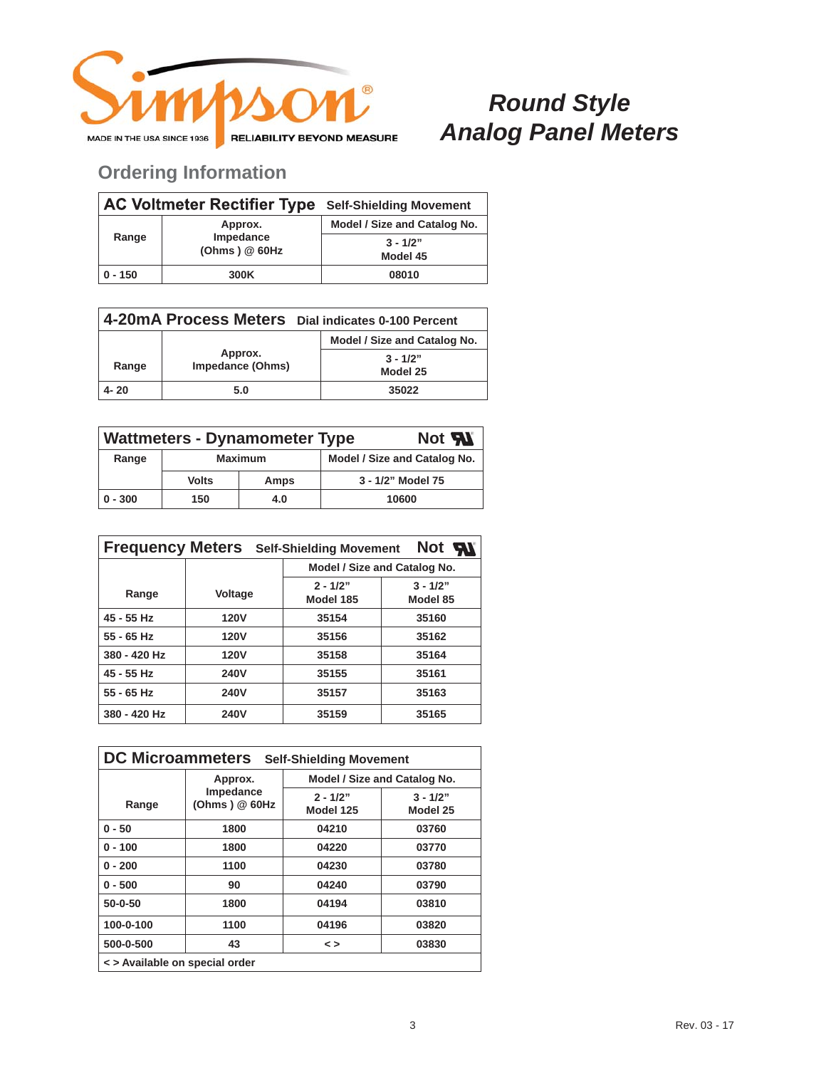Simpson®

MADE IN THE USA SINCE 1936 | RELIABILITY BEYOND MEASURE

# Round Style Analog Panel Meters

## Ordering Information

| AC Voltmeter Rectifier Type | Self-Shielding Movement | |
|---|---|---|
| Range | Approx. Impedance (Ohms ) @ 60Hz | Model / Size and Catalog No. |
| | | 3 - 1/2" Model 45 |
| 0 - 150 | 300K | 08010 |

| 4-20mA Process Meters | Dial indicates 0-100 Percent | |
|---|---|---|
| Range | Approx. Impedance (Ohms) | Model / Size and Catalog No. |
| | | 3 - 1/2" Model 25 |
| 4- 20 | 5.0 | 35022 |

| Wattmeters - Dynamometer Type | | Not UL | |
|---|---|---|---|
| Range | Maximum | | Model / Size and Catalog No. |
| | Volts | Amps | 3 - 1/2" Model 75 |
| 0 - 300 | 150 | 4.0 | 10600 |

| Frequency Meters | Self-Shielding Movement | Not UL | |
|---|---|---|---|
| Range | Voltage | Model / Size and Catalog No. | |
| | | 2 - 1/2" Model 185 | 3 - 1/2" Model 85 |
| 45 - 55 Hz | 120V | 35154 | 35160 |
| 55 - 65 Hz | 120V | 35156 | 35162 |
| 380 - 420 Hz | 120V | 35158 | 35164 |
| 45 - 55 Hz | 240V | 35155 | 35161 |
| 55 - 65 Hz | 240V | 35157 | 35163 |
| 380 - 420 Hz | 240V | 35159 | 35165 |

| DC Microammeters | Self-Shielding Movement | | |
|---|---|---|---|
| Range | Approx. Impedance (Ohms ) @ 60Hz | Model / Size and Catalog No. | |
| | | 2 - 1/2" Model 125 | 3 - 1/2" Model 25 |
| 0 - 50 | 1800 | 04210 | 03760 |
| 0 - 100 | 1800 | 04220 | 03770 |
| 0 - 200 | 1100 | 04230 | 03780 |
| 0 - 500 | 90 | 04240 | 03790 |
| 50-0-50 | 1800 | 04194 | 03810 |
| 100-0-100 | 1100 | 04196 | 03820 |
| 500-0-500 | 43 | < > | 03830 |

< > Available on special order

Rev. 03 - 17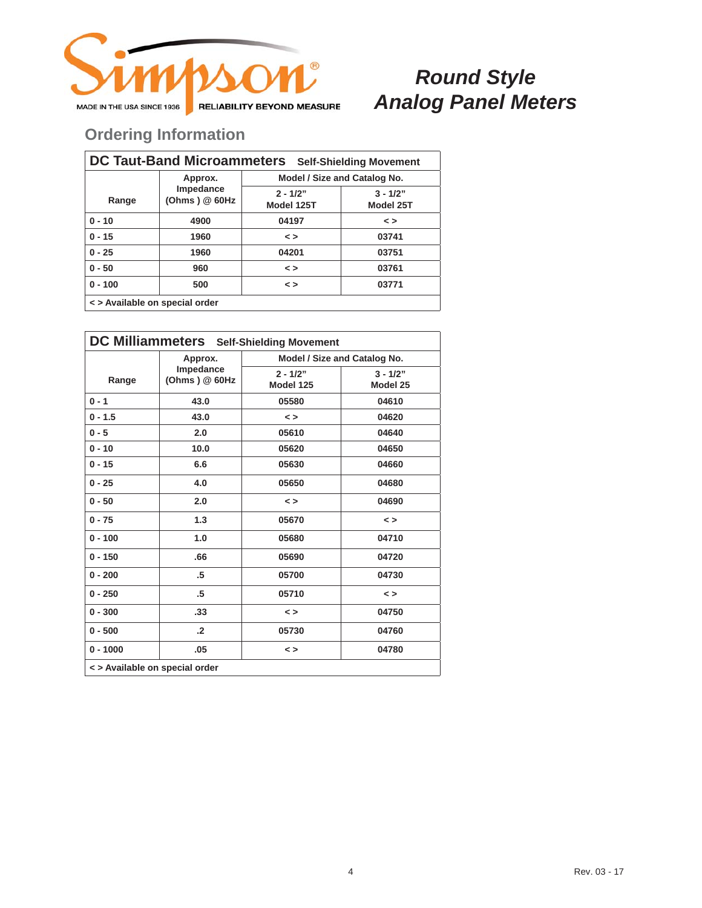# Round Style Analog Panel Meters

## Ordering Information

### DC Taut-Band Microammeters Self-Shielding Movement

| Range | Approx. Impedance (Ohms ) @ 60Hz | Model / Size and Catalog No. | |
|---|---|---|---|
| | | 2 - 1/2" Model 125T | 3 - 1/2" Model 25T |
| 0 - 10 | 4900 | 04197 | < > |
| 0 - 15 | 1960 | < > | 03741 |
| 0 - 25 | 1960 | 04201 | 03751 |
| 0 - 50 | 960 | < > | 03761 |
| 0 - 100 | 500 | < > | 03771 |

< > Available on special order

### DC Milliammeters Self-Shielding Movement

| Range | Approx. Impedance (Ohms ) @ 60Hz | Model / Size and Catalog No. | |
|---|---|---|---|
| | | 2 - 1/2" Model 125 | 3 - 1/2" Model 25 |
| 0 - 1 | 43.0 | 05580 | 04610 |
| 0 - 1.5 | 43.0 | < > | 04620 |
| 0 - 5 | 2.0 | 05610 | 04640 |
| 0 - 10 | 10.0 | 05620 | 04650 |
| 0 - 15 | 6.6 | 05630 | 04660 |
| 0 - 25 | 4.0 | 05650 | 04680 |
| 0 - 50 | 2.0 | < > | 04690 |
| 0 - 75 | 1.3 | 05670 | < > |
| 0 - 100 | 1.0 | 05680 | 04710 |
| 0 - 150 | .66 | 05690 | 04720 |
| 0 - 200 | .5 | 05700 | 04730 |
| 0 - 250 | .5 | 05710 | < > |
| 0 - 300 | .33 | < > | 04750 |
| 0 - 500 | .2 | 05730 | 04760 |
| 0 - 1000 | .05 | < > | 04780 |

< > Available on special order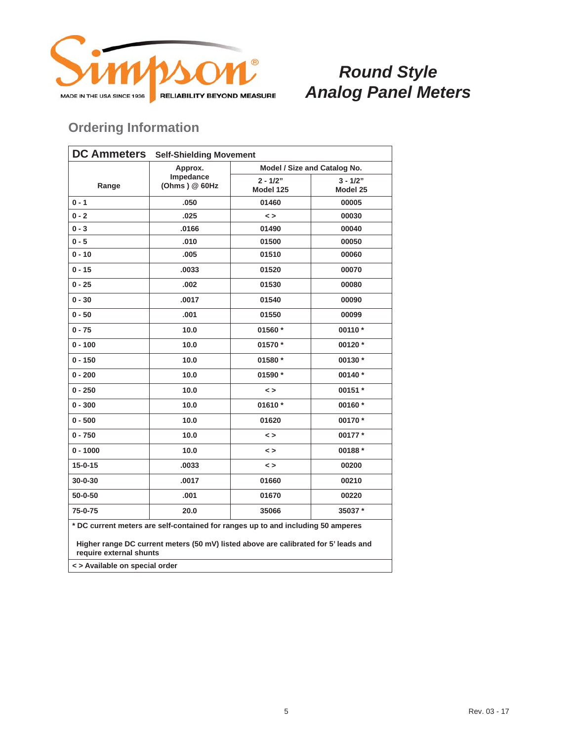Simpson®

MADE IN THE USA SINCE 1936 | RELIABILITY BEYOND MEASURE

# *Round Style Analog Panel Meters*

## Ordering Information

| **DC Ammeters** Self-Shielding Movement | | | |
|---|---|---|---|
| Range | Approx. Impedance (Ohms ) @ 60Hz | Model / Size and Catalog No. | |
| | | 2 - 1/2" Model 125 | 3 - 1/2" Model 25 |
| 0 - 1 | .050 | 01460 | 00005 |
| 0 - 2 | .025 | < > | 00030 |
| 0 - 3 | .0166 | 01490 | 00040 |
| 0 - 5 | .010 | 01500 | 00050 |
| 0 - 10 | .005 | 01510 | 00060 |
| 0 - 15 | .0033 | 01520 | 00070 |
| 0 - 25 | .002 | 01530 | 00080 |
| 0 - 30 | .0017 | 01540 | 00090 |
| 0 - 50 | .001 | 01550 | 00099 |
| 0 - 75 | 10.0 | 01560 * | 00110 * |
| 0 - 100 | 10.0 | 01570 * | 00120 * |
| 0 - 150 | 10.0 | 01580 * | 00130 * |
| 0 - 200 | 10.0 | 01590 * | 00140 * |
| 0 - 250 | 10.0 | < > | 00151 * |
| 0 - 300 | 10.0 | 01610 * | 00160 * |
| 0 - 500 | 10.0 | 01620 | 00170 * |
| 0 - 750 | 10.0 | < > | 00177 * |
| 0 - 1000 | 10.0 | < > | 00188 * |
| 15-0-15 | .0033 | < > | 00200 |
| 30-0-30 | .0017 | 01660 | 00210 |
| 50-0-50 | .001 | 01670 | 00220 |
| 75-0-75 | 20.0 | 35066 | 35037 * |

**\* DC current meters are self-contained for ranges up to and including 50 amperes**

**Higher range DC current meters (50 mV) listed above are calibrated for 5' leads and require external shunts**

**< > Available on special order**

Rev. 03 - 17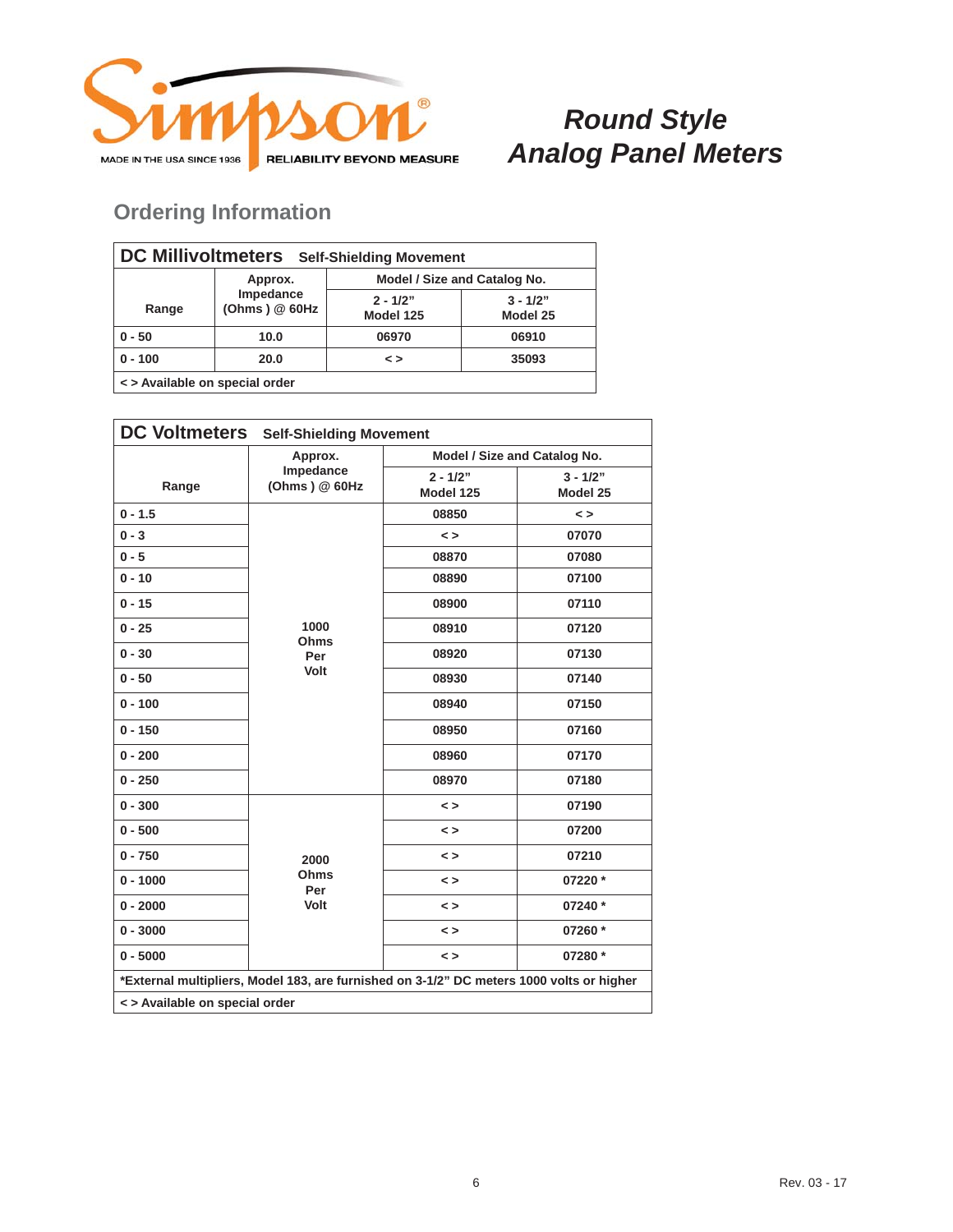# Round Style Analog Panel Meters

## Ordering Information

### DC Millivoltmeters Self-Shielding Movement

| Range | Approx. Impedance (Ohms ) @ 60Hz | Model / Size and Catalog No. | |
|---|---|---|---|
| | | 2 - 1/2" Model 125 | 3 - 1/2" Model 25 |
| 0 - 50 | 10.0 | 06970 | 06910 |
| 0 - 100 | 20.0 | < > | 35093 |

< > Available on special order

### DC Voltmeters Self-Shielding Movement

| Range | Approx. Impedance (Ohms ) @ 60Hz | Model / Size and Catalog No. | |
|---|---|---|---|
| | | 2 - 1/2" Model 125 | 3 - 1/2" Model 25 |
| 0 - 1.5 | 1000 Ohms Per Volt | 08850 | < > |
| 0 - 3 | | < > | 07070 |
| 0 - 5 | | 08870 | 07080 |
| 0 - 10 | | 08890 | 07100 |
| 0 - 15 | | 08900 | 07110 |
| 0 - 25 | | 08910 | 07120 |
| 0 - 30 | | 08920 | 07130 |
| 0 - 50 | | 08930 | 07140 |
| 0 - 100 | | 08940 | 07150 |
| 0 - 150 | | 08950 | 07160 |
| 0 - 200 | | 08960 | 07170 |
| 0 - 250 | | 08970 | 07180 |
| 0 - 300 | 2000 Ohms Per Volt | < > | 07190 |
| 0 - 500 | | < > | 07200 |
| 0 - 750 | | < > | 07210 |
| 0 - 1000 | | < > | 07220 * |
| 0 - 2000 | | < > | 07240 * |
| 0 - 3000 | | < > | 07260 * |
| 0 - 5000 | | < > | 07280 * |

*External multipliers, Model 183, are furnished on 3-1/2" DC meters 1000 volts or higher

< > Available on special order

Rev. 03 - 17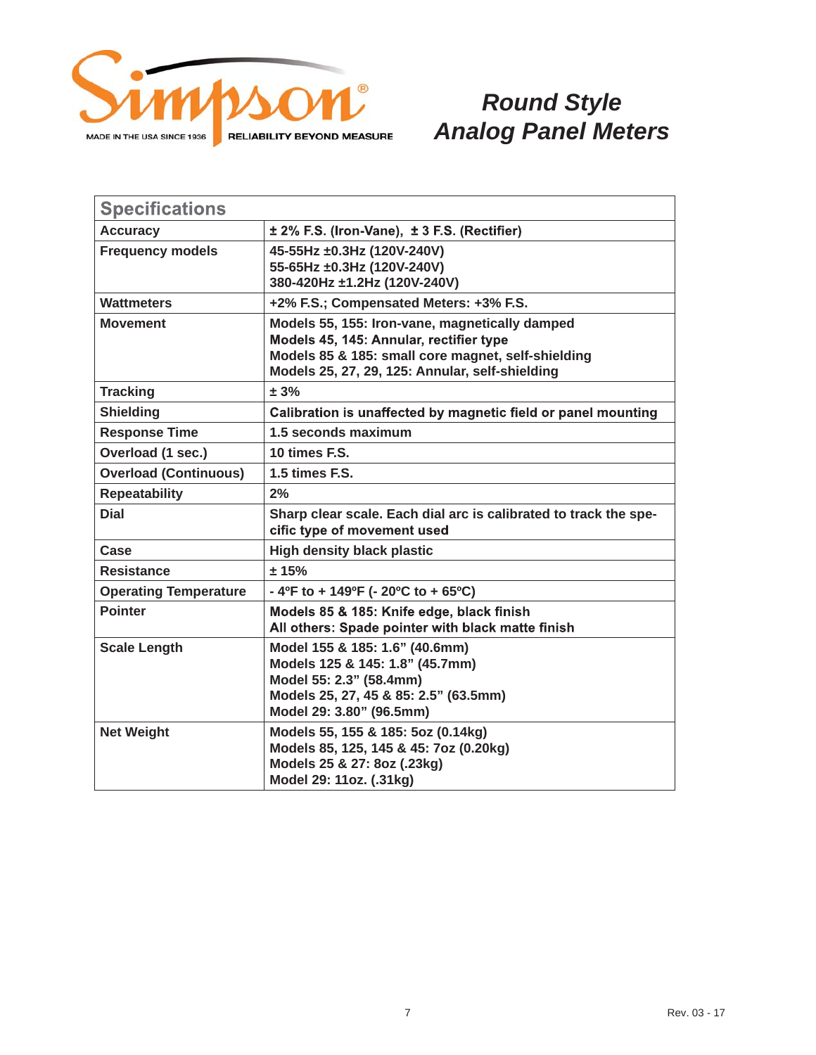Simpson®

MADE IN THE USA SINCE 1936 | RELIABILITY BEYOND MEASURE

# *Round Style Analog Panel Meters*

| Specifications | |
|---|---|
| **Accuracy** | ± 2% F.S. (Iron-Vane), ± 3 F.S. (Rectifier) |
| **Frequency models** | 45-55Hz ±0.3Hz (120V-240V)<br>55-65Hz ±0.3Hz (120V-240V)<br>380-420Hz ±1.2Hz (120V-240V) |
| **Wattmeters** | +2% F.S.; Compensated Meters: +3% F.S. |
| **Movement** | Models 55, 155: Iron-vane, magnetically damped<br>Models 45, 145: Annular, rectifier type<br>Models 85 & 185: small core magnet, self-shielding<br>Models 25, 27, 29, 125: Annular, self-shielding |
| **Tracking** | ± 3% |
| **Shielding** | Calibration is unaffected by magnetic field or panel mounting |
| **Response Time** | 1.5 seconds maximum |
| **Overload (1 sec.)** | 10 times F.S. |
| **Overload (Continuous)** | 1.5 times F.S. |
| **Repeatability** | 2% |
| **Dial** | Sharp clear scale. Each dial arc is calibrated to track the specific type of movement used |
| **Case** | High density black plastic |
| **Resistance** | ± 15% |
| **Operating Temperature** | - 4ºF to + 149ºF (- 20ºC to + 65ºC) |
| **Pointer** | Models 85 & 185: Knife edge, black finish<br>All others: Spade pointer with black matte finish |
| **Scale Length** | Model 155 & 185: 1.6" (40.6mm)<br>Models 125 & 145: 1.8" (45.7mm)<br>Model 55: 2.3" (58.4mm)<br>Models 25, 27, 45 & 85: 2.5" (63.5mm)<br>Model 29: 3.80" (96.5mm) |
| **Net Weight** | Models 55, 155 & 185: 5oz (0.14kg)<br>Models 85, 125, 145 & 45: 7oz (0.20kg)<br>Models 25 & 27: 8oz (.23kg)<br>Model 29: 11oz. (.31kg) |

Rev. 03 - 17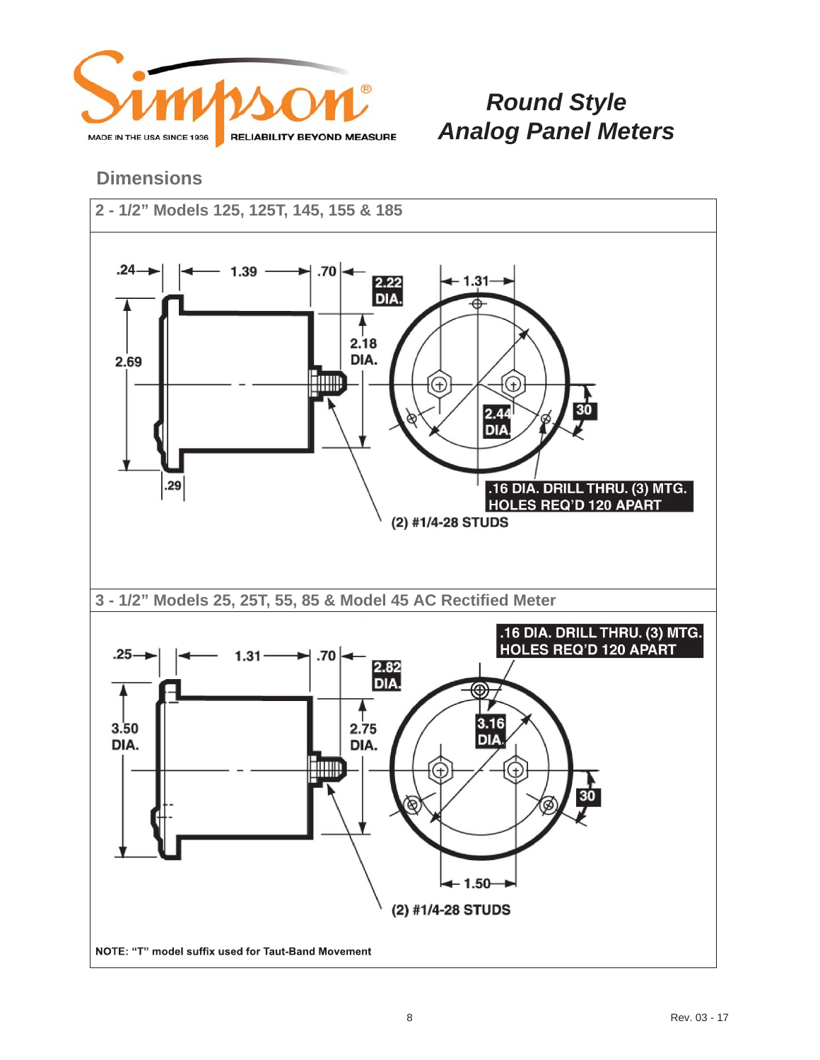# Round Style Analog Panel Meters

## Dimensions

### 2 - 1/2" Models 125, 125T, 145, 155 & 185

.24 | 1.39 | .70 | 2.22 DIA. | 1.31

2.69 | 2.18 DIA. | 2.44 DIA. | 30

.29

.16 DIA. DRILL THRU. (3) MTG. HOLES REQ'D 120 APART

(2) #1/4-28 STUDS

### 3 - 1/2" Models 25, 25T, 55, 85 & Model 45 AC Rectified Meter

.16 DIA. DRILL THRU. (3) MTG. HOLES REQ'D 120 APART

.25 | 1.31 | .70 | 2.82 DIA.

3.50 DIA. | 2.75 DIA. | 3.16 DIA. | 30

1.50

(2) #1/4-28 STUDS

**NOTE: "T" model suffix used for Taut-Band Movement**

Rev. 03 - 17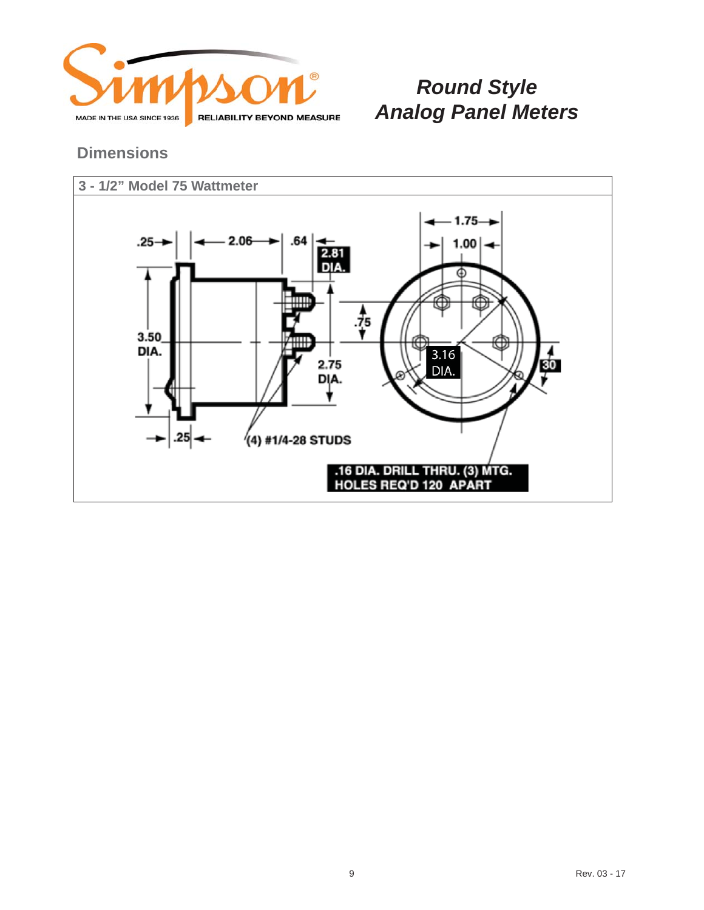# Round Style Analog Panel Meters

## Dimensions

### 3 - 1/2" Model 75 Wattmeter

.25
2.06
.64
2.81 DIA.
1.75
1.00
.75
3.50 DIA.
2.75 DIA.
3.16 DIA.
30
.25
(4) #1/4-28 STUDS
.16 DIA. DRILL THRU. (3) MTG. HOLES REQ'D 120 APART